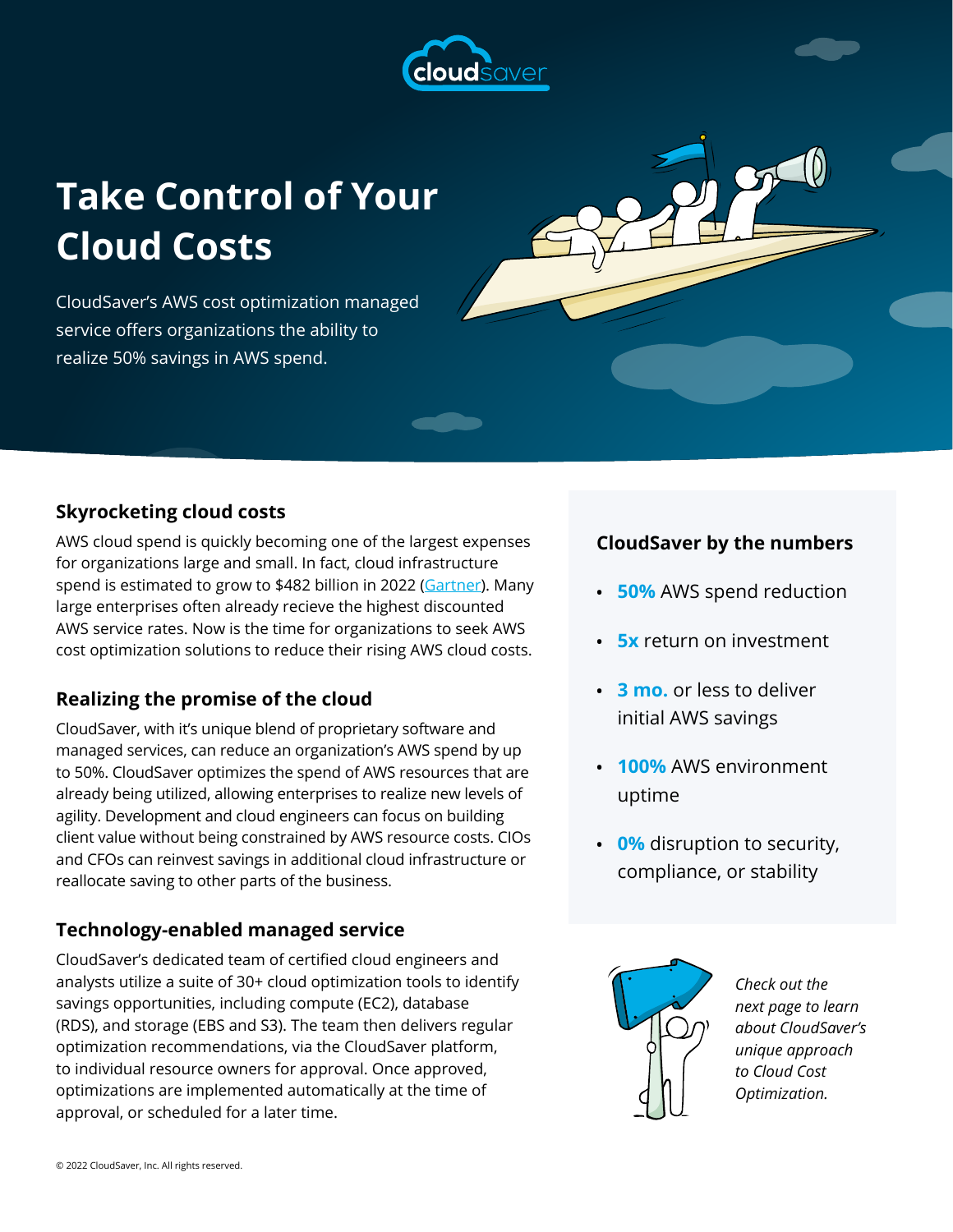# Take Control of Your Cloud Costs

CloudSaver's AWS cost optimization managed service offers organizations the ability to realize 50% savings in AWS spend.

## Skyrocketing cloud costs

AWS cloud spend is quickly becoming one of the largest expenses for organizations large and small. In fact, cloud infrastructure spend is estimated to grow to $482 billion in 2022 (Gartner). Many large enterprises often already recieve the highest discounted AWS service rates. Now is the time for organizations to seek AWS cost optimization solutions to reduce their rising AWS cloud costs.

## Realizing the promise of the cloud

CloudSaver, with it's unique blend of proprietary software and managed services, can reduce an organization's AWS spend by up to 50%. CloudSaver optimizes the spend of AWS resources that are already being utilized, allowing enterprises to realize new levels of agility. Development and cloud engineers can focus on building client value without being constrained by AWS resource costs. CIOs and CFOs can reinvest savings in additional cloud infrastructure or reallocate saving to other parts of the business.

## Technology-enabled managed service

CloudSaver's dedicated team of certified cloud engineers and analysts utilize a suite of 30+ cloud optimization tools to identify savings opportunities, including compute (EC2), database (RDS), and storage (EBS and S3). The team then delivers regular optimization recommendations, via the CloudSaver platform, to individual resource owners for approval. Once approved, optimizations are implemented automatically at the time of approval, or scheduled for a later time.

## CloudSaver by the numbers

- **50%** AWS spend reduction
- **5x** return on investment
- **3 mo.** or less to deliver initial AWS savings
- **100%** AWS environment uptime
- **0%** disruption to security, compliance, or stability

*Check out the next page to learn about CloudSaver's unique approach to Cloud Cost Optimization.*

© 2022 CloudSaver, Inc. All rights reserved.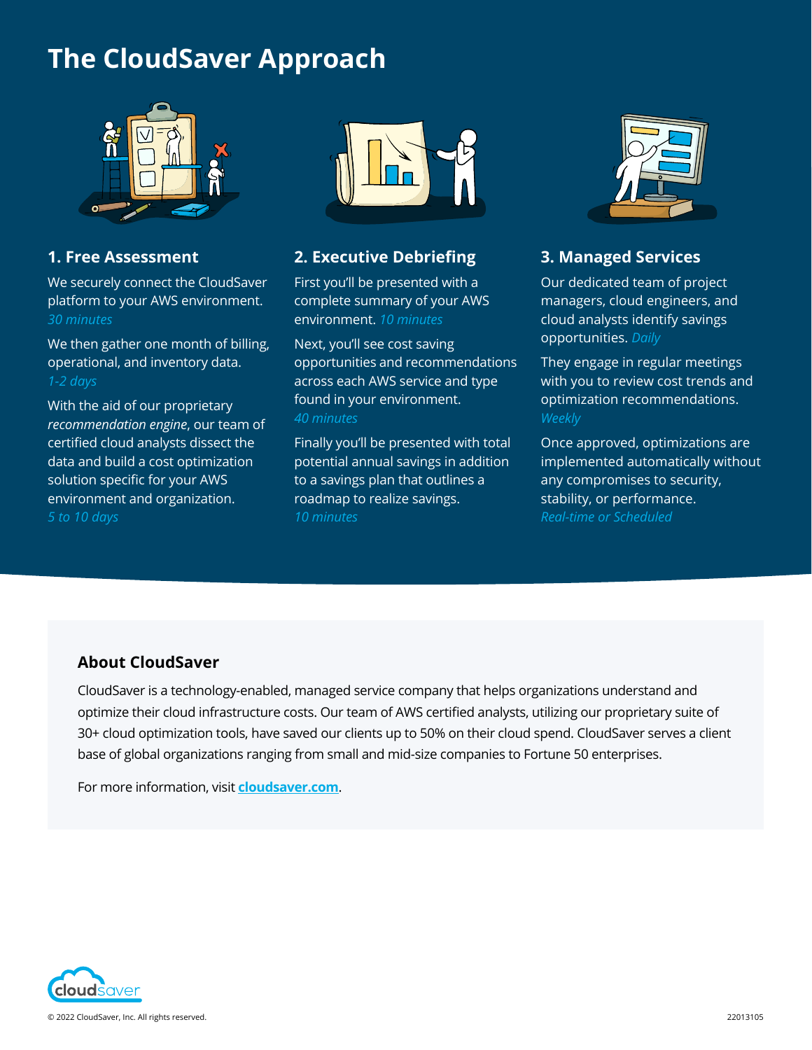# The CloudSaver Approach

## 1. Free Assessment

We securely connect the CloudSaver platform to your AWS environment. *30 minutes*

We then gather one month of billing, operational, and inventory data. *1-2 days*

With the aid of our proprietary *recommendation engine*, our team of certified cloud analysts dissect the data and build a cost optimization solution specific for your AWS environment and organization. *5 to 10 days*

## 2. Executive Debriefing

First you'll be presented with a complete summary of your AWS environment. *10 minutes*

Next, you'll see cost saving opportunities and recommendations across each AWS service and type found in your environment. *40 minutes*

Finally you'll be presented with total potential annual savings in addition to a savings plan that outlines a roadmap to realize savings. *10 minutes*

## 3. Managed Services

Our dedicated team of project managers, cloud engineers, and cloud analysts identify savings opportunities. *Daily*

They engage in regular meetings with you to review cost trends and optimization recommendations. *Weekly*

Once approved, optimizations are implemented automatically without any compromises to security, stability, or performance. *Real-time or Scheduled*

## About CloudSaver

CloudSaver is a technology-enabled, managed service company that helps organizations understand and optimize their cloud infrastructure costs. Our team of AWS certified analysts, utilizing our proprietary suite of 30+ cloud optimization tools, have saved our clients up to 50% on their cloud spend. CloudSaver serves a client base of global organizations ranging from small and mid-size companies to Fortune 50 enterprises.

For more information, visit **cloudsaver.com**.

cloudsaver

© 2022 CloudSaver, Inc. All rights reserved.

22013105